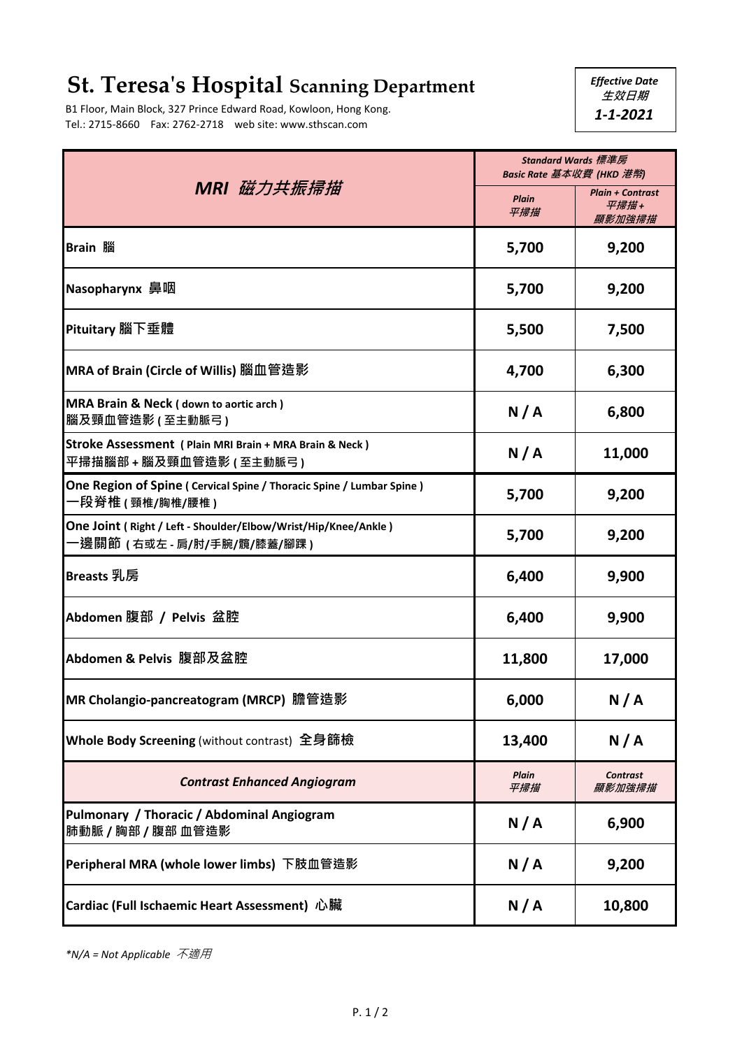# St. Teresa's Hospital Scanning Department

B1 Floor, Main Block, 327 Prince Edward Road, Kowloon, Hong Kong.
Tel.: 2715-8660 Fax: 2762-2718 web site: www.sthscan.com

*Effective Date 生效日期*
***1-1-2021***

| ***MRI 磁力共振掃描*** | ***Standard Wards 標準房 Basic Rate 基本收費 (HKD 港幣)*** | |
|---|---|---|
| | ***Plain 平掃描*** | ***Plain + Contrast 平掃描 + 顯影加強掃描*** |
| **Brain 腦** | **5,700** | **9,200** |
| **Nasopharynx 鼻咽** | **5,700** | **9,200** |
| **Pituitary 腦下垂體** | **5,500** | **7,500** |
| **MRA of Brain (Circle of Willis) 腦血管造影** | **4,700** | **6,300** |
| **MRA Brain & Neck ( down to aortic arch ) 腦及頸血管造影 ( 至主動脈弓 )** | **N / A** | **6,800** |
| **Stroke Assessment ( Plain MRI Brain + MRA Brain & Neck ) 平掃描腦部 + 腦及頸血管造影 ( 至主動脈弓 )** | **N / A** | **11,000** |
| **One Region of Spine ( Cervical Spine / Thoracic Spine / Lumbar Spine ) 一段脊椎 ( 頸椎/胸椎/腰椎 )** | **5,700** | **9,200** |
| **One Joint ( Right / Left - Shoulder/Elbow/Wrist/Hip/Knee/Ankle ) 一邊關節 ( 右或左 - 肩/肘/手腕/髖/膝蓋/腳踝 )** | **5,700** | **9,200** |
| **Breasts 乳房** | **6,400** | **9,900** |
| **Abdomen 腹部 / Pelvis 盆腔** | **6,400** | **9,900** |
| **Abdomen & Pelvis 腹部及盆腔** | **11,800** | **17,000** |
| **MR Cholangio-pancreatogram (MRCP) 膽管造影** | **6,000** | **N / A** |
| **Whole Body Screening** (without contrast) **全身篩檢** | **13,400** | **N / A** |
| ***Contrast Enhanced Angiogram*** | ***Plain 平掃描*** | ***Contrast 顯影加強掃描*** |
| **Pulmonary / Thoracic / Abdominal Angiogram 肺動脈 / 胸部 / 腹部 血管造影** | **N / A** | **6,900** |
| **Peripheral MRA (whole lower limbs) 下肢血管造影** | **N / A** | **9,200** |
| **Cardiac (Full Ischaemic Heart Assessment) 心臟** | **N / A** | **10,800** |

**N/A = Not Applicable 不適用*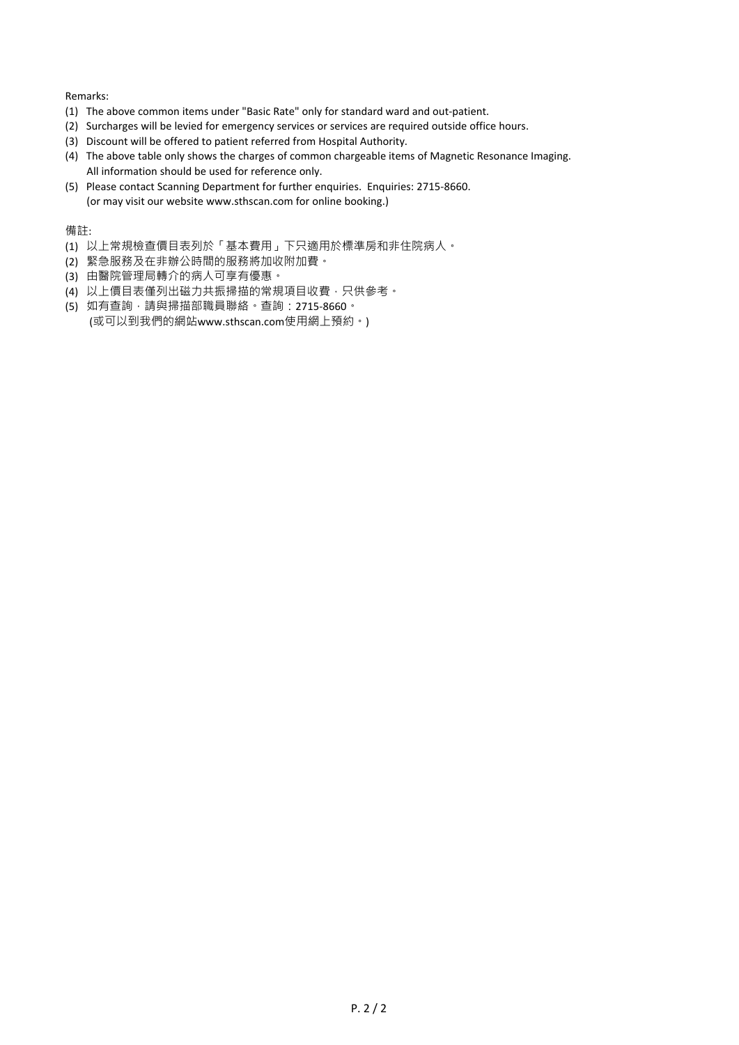Remarks:

(1) The above common items under "Basic Rate" only for standard ward and out-patient.
(2) Surcharges will be levied for emergency services or services are required outside office hours.
(3) Discount will be offered to patient referred from Hospital Authority.
(4) The above table only shows the charges of common chargeable items of Magnetic Resonance Imaging. All information should be used for reference only.
(5) Please contact Scanning Department for further enquiries. Enquiries: 2715-8660. (or may visit our website www.sthscan.com for online booking.)

備註:

(1) 以上常規檢查價目表列於「基本費用」下只適用於標準房和非住院病人。
(2) 緊急服務及在非辦公時間的服務將加收附加費。
(3) 由醫院管理局轉介的病人可享有優惠。
(4) 以上價目表僅列出磁力共振掃描的常規項目收費，只供參考。
(5) 如有查詢，請與掃描部職員聯絡。查詢：2715-8660。 (或可以到我們的網站www.sthscan.com使用網上預約。)